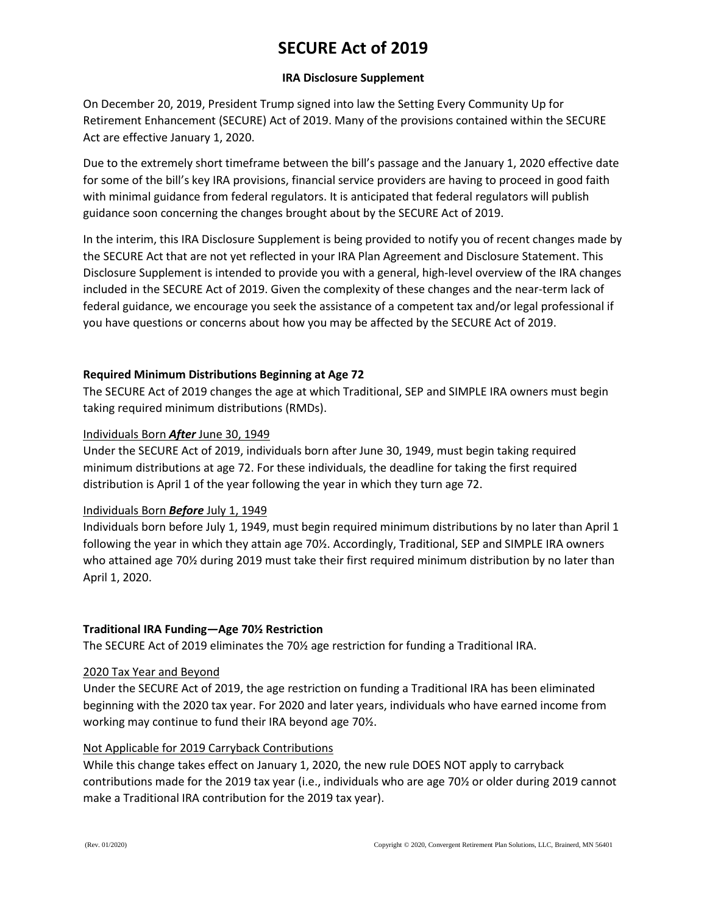# SECURE Act of 2019

**IRA Disclosure Supplement**

On December 20, 2019, President Trump signed into law the Setting Every Community Up for Retirement Enhancement (SECURE) Act of 2019. Many of the provisions contained within the SECURE Act are effective January 1, 2020.

Due to the extremely short timeframe between the bill's passage and the January 1, 2020 effective date for some of the bill's key IRA provisions, financial service providers are having to proceed in good faith with minimal guidance from federal regulators. It is anticipated that federal regulators will publish guidance soon concerning the changes brought about by the SECURE Act of 2019.

In the interim, this IRA Disclosure Supplement is being provided to notify you of recent changes made by the SECURE Act that are not yet reflected in your IRA Plan Agreement and Disclosure Statement. This Disclosure Supplement is intended to provide you with a general, high-level overview of the IRA changes included in the SECURE Act of 2019. Given the complexity of these changes and the near-term lack of federal guidance, we encourage you seek the assistance of a competent tax and/or legal professional if you have questions or concerns about how you may be affected by the SECURE Act of 2019.

**Required Minimum Distributions Beginning at Age 72**

The SECURE Act of 2019 changes the age at which Traditional, SEP and SIMPLE IRA owners must begin taking required minimum distributions (RMDs).

<u>Individuals Born ***After*** June 30, 1949</u>

Under the SECURE Act of 2019, individuals born after June 30, 1949, must begin taking required minimum distributions at age 72. For these individuals, the deadline for taking the first required distribution is April 1 of the year following the year in which they turn age 72.

<u>Individuals Born ***Before*** July 1, 1949</u>

Individuals born before July 1, 1949, must begin required minimum distributions by no later than April 1 following the year in which they attain age 70½. Accordingly, Traditional, SEP and SIMPLE IRA owners who attained age 70½ during 2019 must take their first required minimum distribution by no later than April 1, 2020.

**Traditional IRA Funding—Age 70½ Restriction**

The SECURE Act of 2019 eliminates the 70½ age restriction for funding a Traditional IRA.

<u>2020 Tax Year and Beyond</u>

Under the SECURE Act of 2019, the age restriction on funding a Traditional IRA has been eliminated beginning with the 2020 tax year. For 2020 and later years, individuals who have earned income from working may continue to fund their IRA beyond age 70½.

<u>Not Applicable for 2019 Carryback Contributions</u>

While this change takes effect on January 1, 2020, the new rule DOES NOT apply to carryback contributions made for the 2019 tax year (i.e., individuals who are age 70½ or older during 2019 cannot make a Traditional IRA contribution for the 2019 tax year).

(Rev. 01/2020) Copyright © 2020, Convergent Retirement Plan Solutions, LLC, Brainerd, MN 56401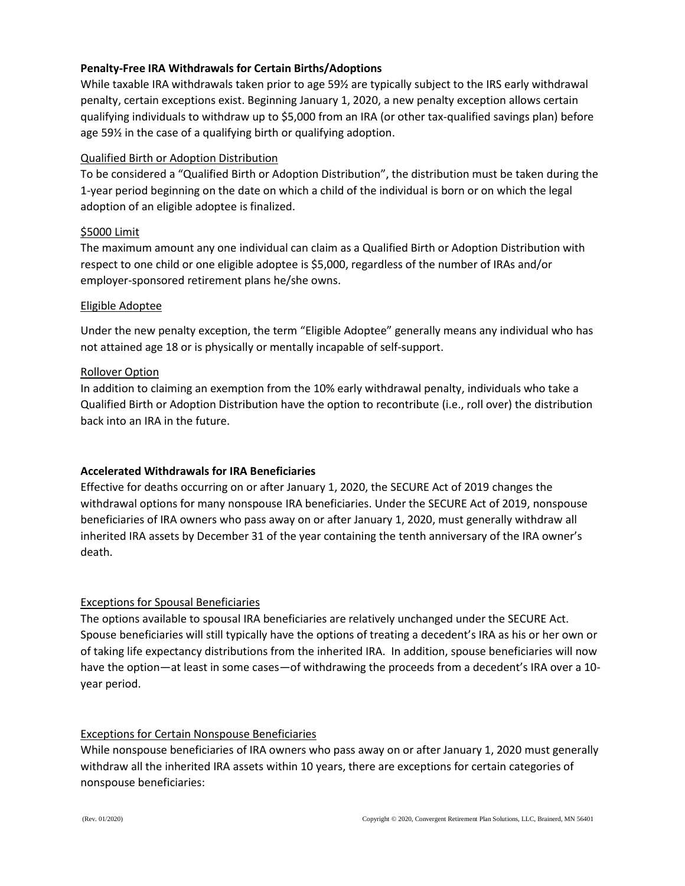**Penalty-Free IRA Withdrawals for Certain Births/Adoptions**

While taxable IRA withdrawals taken prior to age 59½ are typically subject to the IRS early withdrawal penalty, certain exceptions exist. Beginning January 1, 2020, a new penalty exception allows certain qualifying individuals to withdraw up to $5,000 from an IRA (or other tax-qualified savings plan) before age 59½ in the case of a qualifying birth or qualifying adoption.

<u>Qualified Birth or Adoption Distribution</u>

To be considered a "Qualified Birth or Adoption Distribution", the distribution must be taken during the 1-year period beginning on the date on which a child of the individual is born or on which the legal adoption of an eligible adoptee is finalized.

<u>$5000 Limit</u>

The maximum amount any one individual can claim as a Qualified Birth or Adoption Distribution with respect to one child or one eligible adoptee is $5,000, regardless of the number of IRAs and/or employer-sponsored retirement plans he/she owns.

<u>Eligible Adoptee</u>

Under the new penalty exception, the term "Eligible Adoptee" generally means any individual who has not attained age 18 or is physically or mentally incapable of self-support.

<u>Rollover Option</u>

In addition to claiming an exemption from the 10% early withdrawal penalty, individuals who take a Qualified Birth or Adoption Distribution have the option to recontribute (i.e., roll over) the distribution back into an IRA in the future.

**Accelerated Withdrawals for IRA Beneficiaries**

Effective for deaths occurring on or after January 1, 2020, the SECURE Act of 2019 changes the withdrawal options for many nonspouse IRA beneficiaries. Under the SECURE Act of 2019, nonspouse beneficiaries of IRA owners who pass away on or after January 1, 2020, must generally withdraw all inherited IRA assets by December 31 of the year containing the tenth anniversary of the IRA owner's death.

<u>Exceptions for Spousal Beneficiaries</u>

The options available to spousal IRA beneficiaries are relatively unchanged under the SECURE Act. Spouse beneficiaries will still typically have the options of treating a decedent's IRA as his or her own or of taking life expectancy distributions from the inherited IRA. In addition, spouse beneficiaries will now have the option—at least in some cases—of withdrawing the proceeds from a decedent's IRA over a 10-year period.

<u>Exceptions for Certain Nonspouse Beneficiaries</u>

While nonspouse beneficiaries of IRA owners who pass away on or after January 1, 2020 must generally withdraw all the inherited IRA assets within 10 years, there are exceptions for certain categories of nonspouse beneficiaries: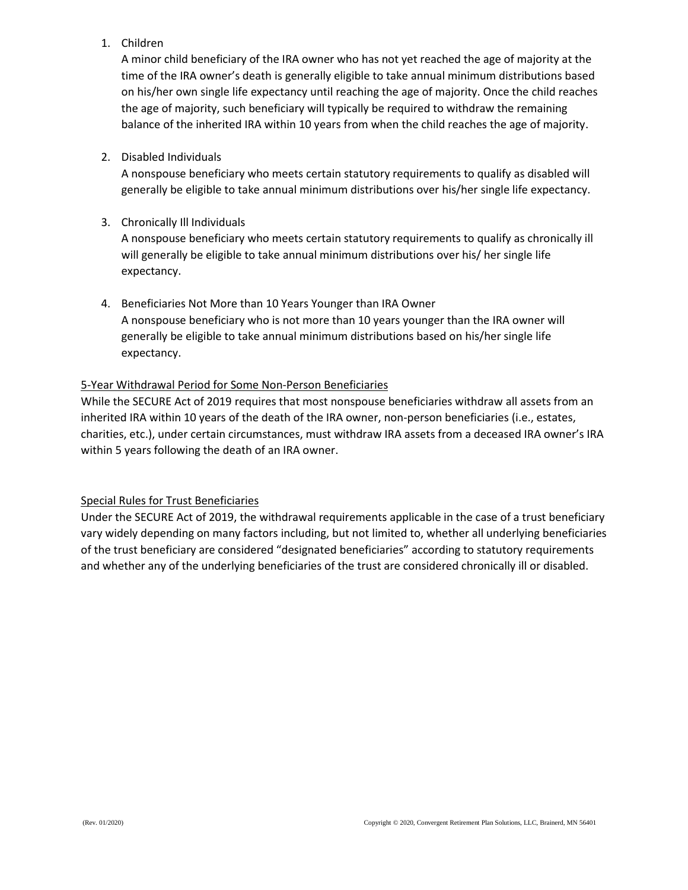1. Children

   A minor child beneficiary of the IRA owner who has not yet reached the age of majority at the time of the IRA owner's death is generally eligible to take annual minimum distributions based on his/her own single life expectancy until reaching the age of majority. Once the child reaches the age of majority, such beneficiary will typically be required to withdraw the remaining balance of the inherited IRA within 10 years from when the child reaches the age of majority.

2. Disabled Individuals

   A nonspouse beneficiary who meets certain statutory requirements to qualify as disabled will generally be eligible to take annual minimum distributions over his/her single life expectancy.

3. Chronically Ill Individuals

   A nonspouse beneficiary who meets certain statutory requirements to qualify as chronically ill will generally be eligible to take annual minimum distributions over his/ her single life expectancy.

4. Beneficiaries Not More than 10 Years Younger than IRA Owner

   A nonspouse beneficiary who is not more than 10 years younger than the IRA owner will generally be eligible to take annual minimum distributions based on his/her single life expectancy.

<u>5-Year Withdrawal Period for Some Non-Person Beneficiaries</u>

While the SECURE Act of 2019 requires that most nonspouse beneficiaries withdraw all assets from an inherited IRA within 10 years of the death of the IRA owner, non-person beneficiaries (i.e., estates, charities, etc.), under certain circumstances, must withdraw IRA assets from a deceased IRA owner's IRA within 5 years following the death of an IRA owner.

<u>Special Rules for Trust Beneficiaries</u>

Under the SECURE Act of 2019, the withdrawal requirements applicable in the case of a trust beneficiary vary widely depending on many factors including, but not limited to, whether all underlying beneficiaries of the trust beneficiary are considered "designated beneficiaries" according to statutory requirements and whether any of the underlying beneficiaries of the trust are considered chronically ill or disabled.

(Rev. 01/2020) Copyright © 2020, Convergent Retirement Plan Solutions, LLC, Brainerd, MN 56401